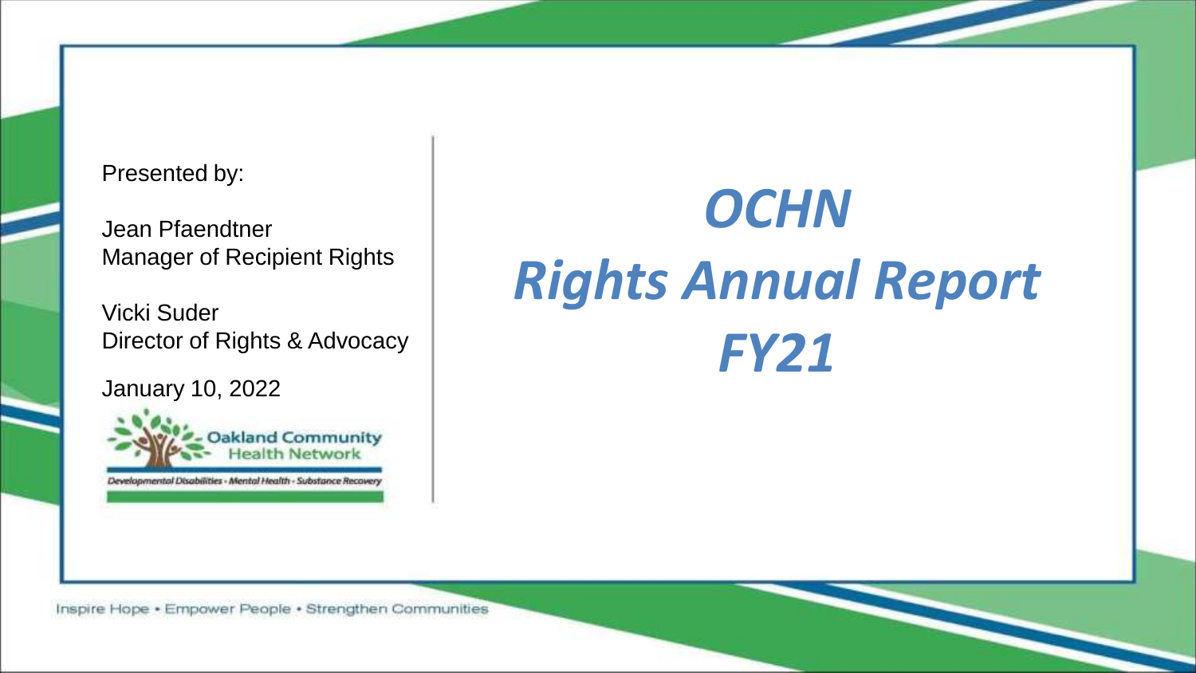# *OCHN Rights Annual Report FY21*

Presented by:

Jean Pfaendtner
Manager of Recipient Rights

Vicki Suder
Director of Rights & Advocacy

January 10, 2022

Oakland Community Health Network

Developmental Disabilities • Mental Health • Substance Recovery

Inspire Hope • Empower People • Strengthen Communities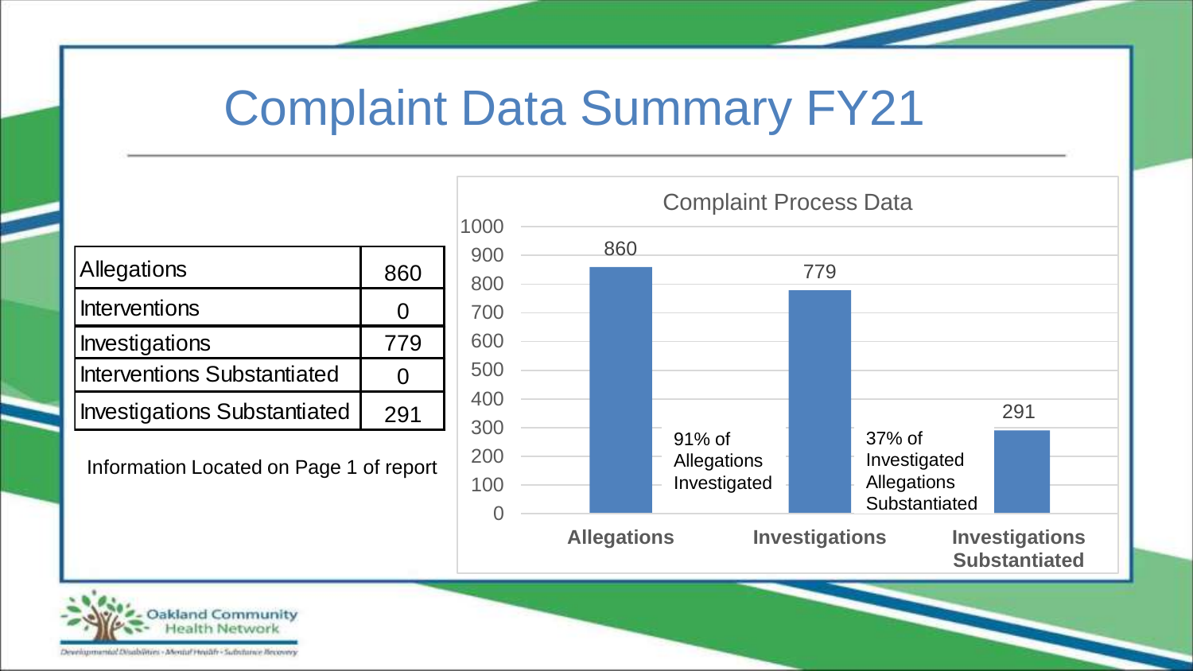# Complaint Data Summary FY21

| Allegations | 860 |
|---|---|
| Interventions | 0 |
| Investigations | 779 |
| Interventions Substantiated | 0 |
| Investigations Substantiated | 291 |

Information Located on Page 1 of report

**Complaint Process Data**

| Category | Count |
|---|---|
| Allegations | 860 |
| Investigations | 779 |
| Investigations Substantiated | 291 |

91% of Allegations Investigated

37% of Investigated Allegations Substantiated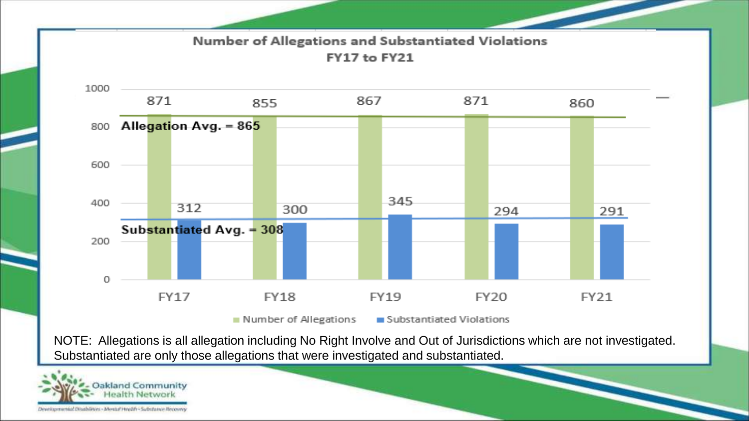## Number of Allegations and Substantiated Violations FY17 to FY21

| | FY17 | FY18 | FY19 | FY20 | FY21 |
|---|---|---|---|---|---|
| Number of Allegations | 871 | 855 | 867 | 871 | 860 |
| Substantiated Violations | 312 | 300 | 345 | 294 | 291 |

**Allegation Avg. = 865**

**Substantiated Avg. = 308**

NOTE: Allegations is all allegation including No Right Involve and Out of Jurisdictions which are not investigated. Substantiated are only those allegations that were investigated and substantiated.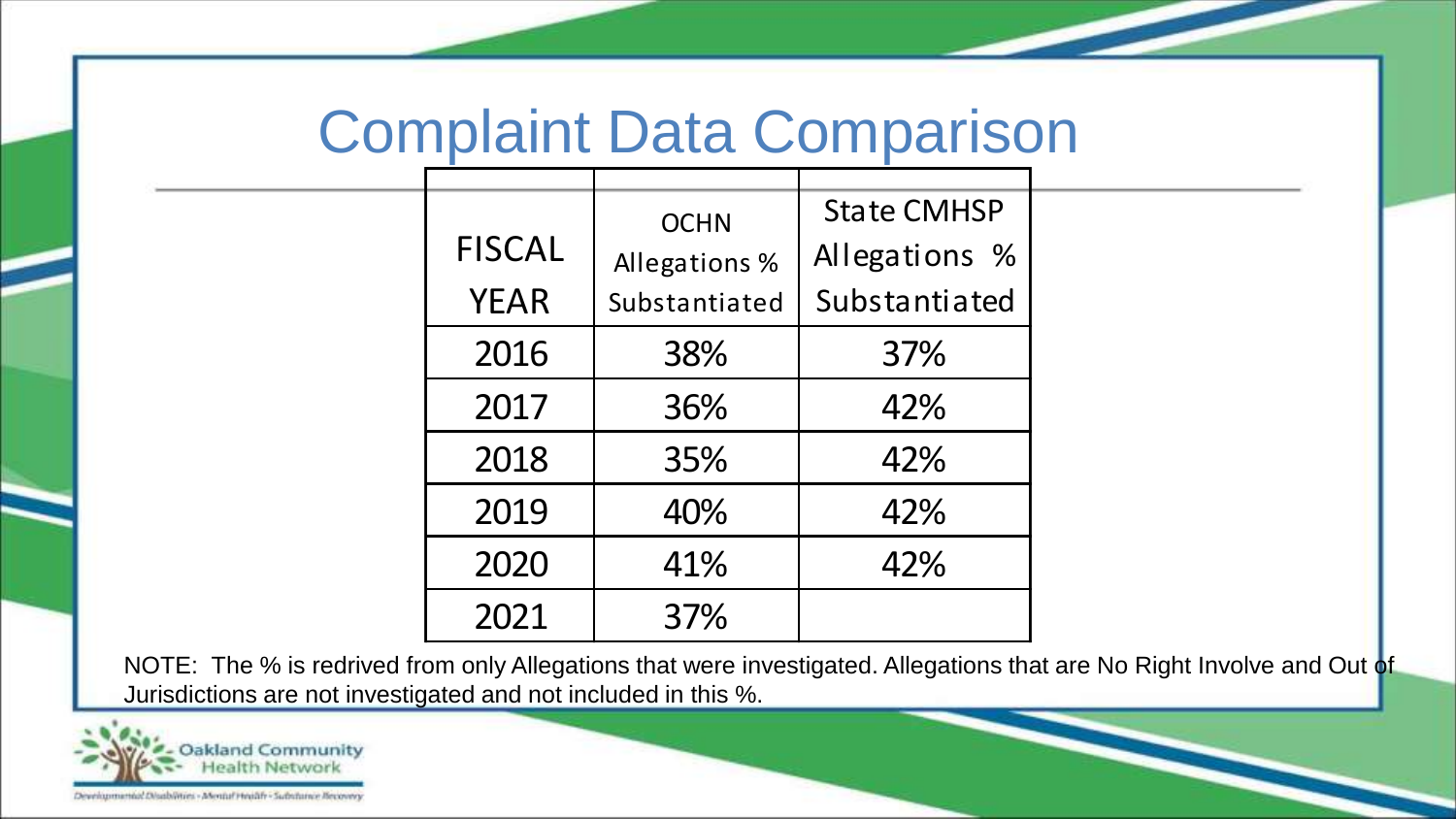# Complaint Data Comparison

| FISCAL YEAR | OCHN Allegations % Substantiated | State CMHSP Allegations % Substantiated |
|---|---|---|
| 2016 | 38% | 37% |
| 2017 | 36% | 42% |
| 2018 | 35% | 42% |
| 2019 | 40% | 42% |
| 2020 | 41% | 42% |
| 2021 | 37% | |

NOTE: The % is redrived from only Allegations that were investigated. Allegations that are No Right Involve and Out of Jurisdictions are not investigated and not included in this %.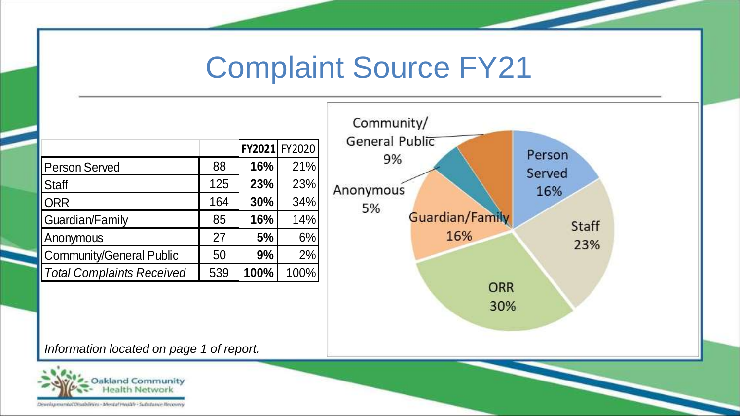# Complaint Source FY21

| | | **FY2021** | FY2020 |
|---|---|---|---|
| Person Served | 88 | **16%** | 21% |
| Staff | 125 | **23%** | 23% |
| ORR | 164 | **30%** | 34% |
| Guardian/Family | 85 | **16%** | 14% |
| Anonymous | 27 | **5%** | 6% |
| Community/General Public | 50 | **9%** | 2% |
| *Total Complaints Received* | 539 | **100%** | 100% |

Community/General Public 9%

Person Served 16%

Anonymous 5%

Guardian/Family 16%

Staff 23%

ORR 30%

*Information located on page 1 of report.*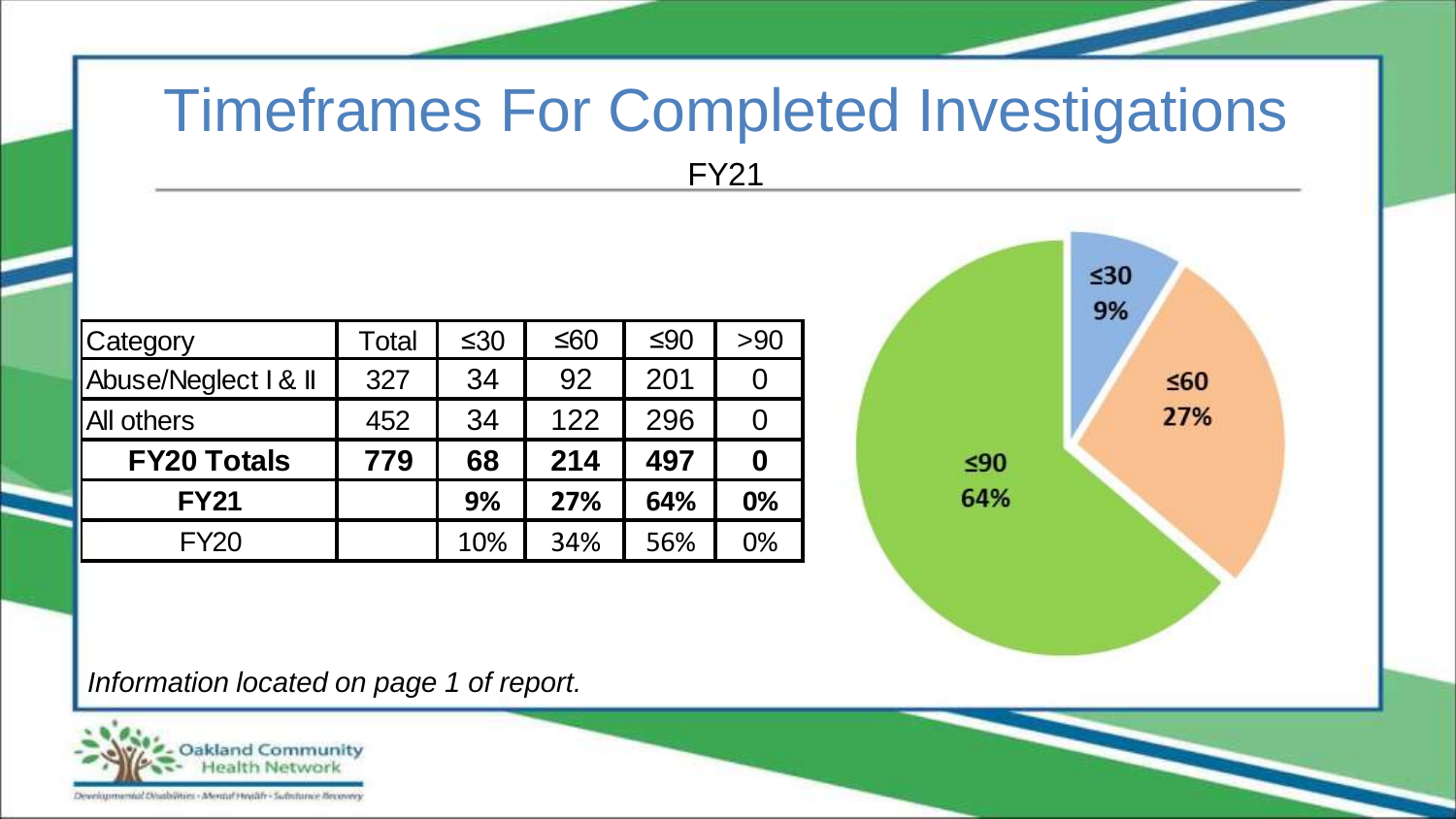# Timeframes For Completed Investigations

FY21

| Category | Total | ≤30 | ≤60 | ≤90 | >90 |
|---|---|---|---|---|---|
| Abuse/Neglect I & II | 327 | 34 | 92 | 201 | 0 |
| All others | 452 | 34 | 122 | 296 | 0 |
| **FY20 Totals** | **779** | **68** | **214** | **497** | **0** |
| **FY21** | | **9%** | **27%** | **64%** | **0%** |
| FY20 | | 10% | 34% | 56% | 0% |

≤30 9%

≤60 27%

≤90 64%

*Information located on page 1 of report.*

Oakland Community Health Network

Developmental Disabilities • Mental Health • Substance Recovery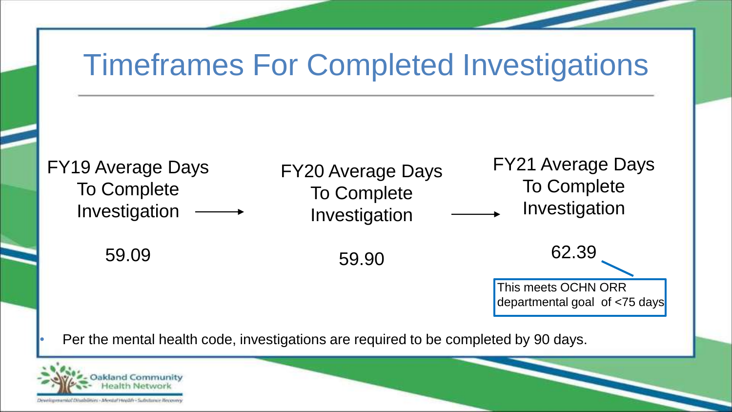# Timeframes For Completed Investigations

FY19 Average Days To Complete Investigation → FY20 Average Days To Complete Investigation → FY21 Average Days To Complete Investigation

| FY19 Average Days To Complete Investigation | FY20 Average Days To Complete Investigation | FY21 Average Days To Complete Investigation |
|---|---|---|
| 59.09 | 59.90 | 62.39 |

This meets OCHN ORR departmental goal of <75 days

- Per the mental health code, investigations are required to be completed by 90 days.

Oakland Community Health Network

Developmental Disabilities • Mental Health • Substance Recovery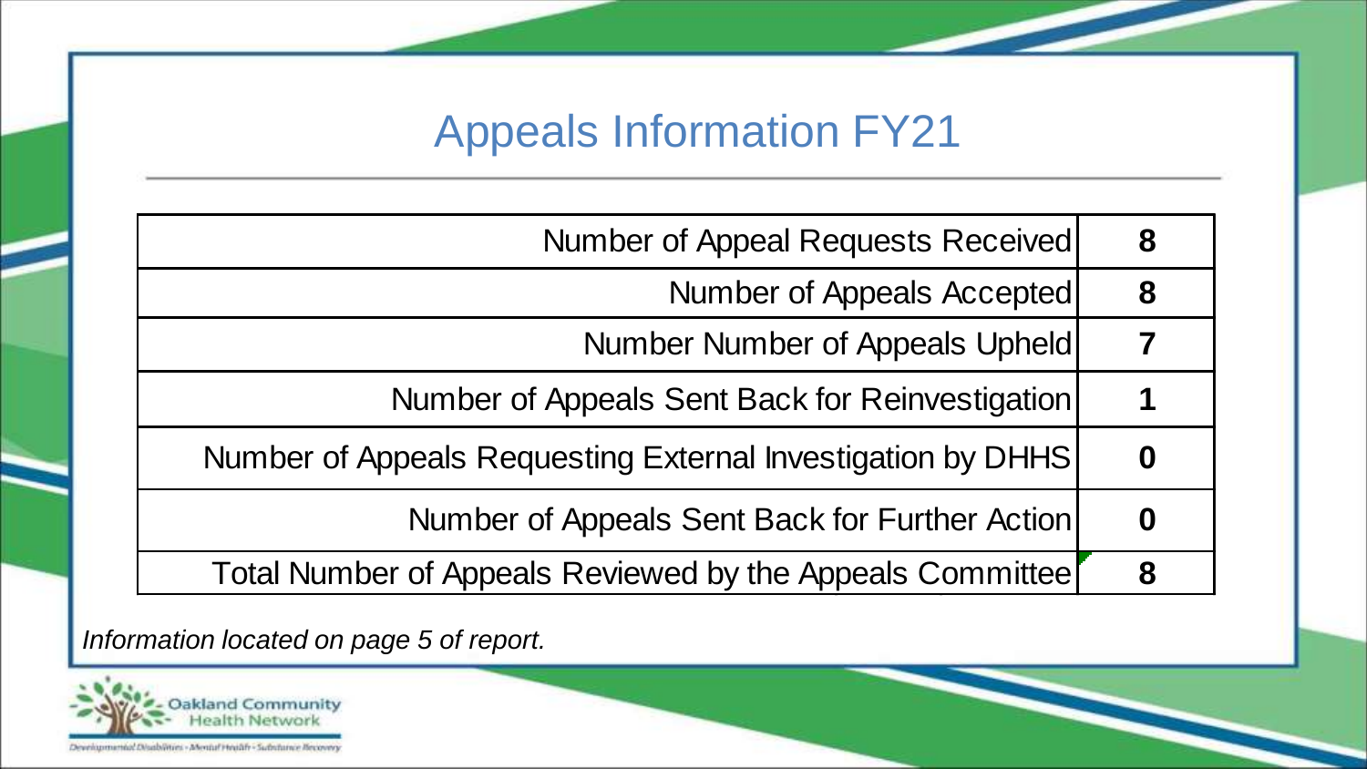# Appeals Information FY21

| | |
|---|---|
| Number of Appeal Requests Received | **8** |
| Number of Appeals Accepted | **8** |
| Number Number of Appeals Upheld | **7** |
| Number of Appeals Sent Back for Reinvestigation | **1** |
| Number of Appeals Requesting External Investigation by DHHS | **0** |
| Number of Appeals Sent Back for Further Action | **0** |
| Total Number of Appeals Reviewed by the Appeals Committee | **8** |

*Information located on page 5 of report.*

Oakland Community Health Network

Developmental Disabilities • Mental Health • Substance Recovery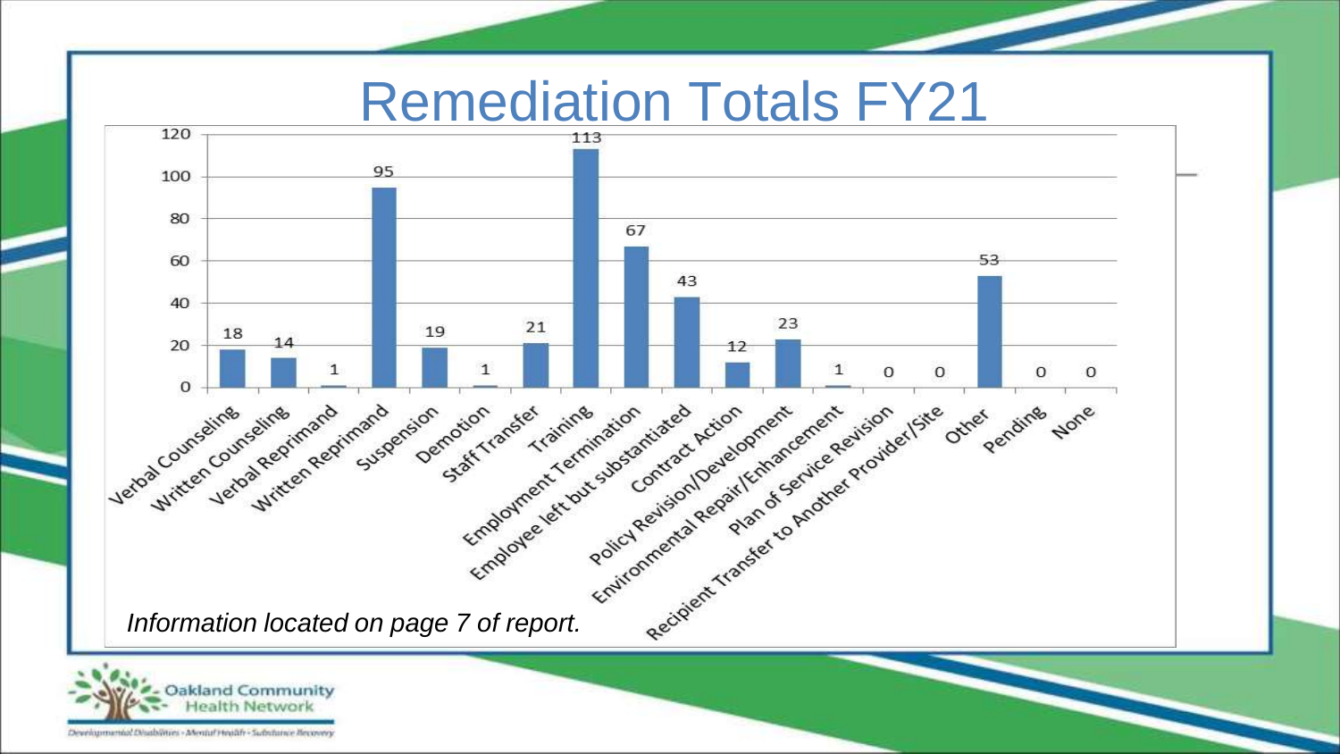# Remediation Totals FY21

| Remediation | Total |
|---|---|
| Verbal Counseling | 18 |
| Written Counseling | 14 |
| Verbal Reprimand | 1 |
| Written Reprimand | 95 |
| Suspension | 19 |
| Demotion | 1 |
| Staff Transfer | 21 |
| Training | 113 |
| Employment Termination | 67 |
| Employee left but substantiated | 43 |
| Contract Action | 12 |
| Policy Revision/Development | 23 |
| Environmental Repair/Enhancement | 1 |
| Plan of Service Revision | 0 |
| Recipient Transfer to Another Provider/Site | 0 |
| Other | 53 |
| Pending | 0 |
| None | 0 |

*Information located on page 7 of report.*

Oakland Community Health Network

Developmental Disabilities • Mental Health • Substance Recovery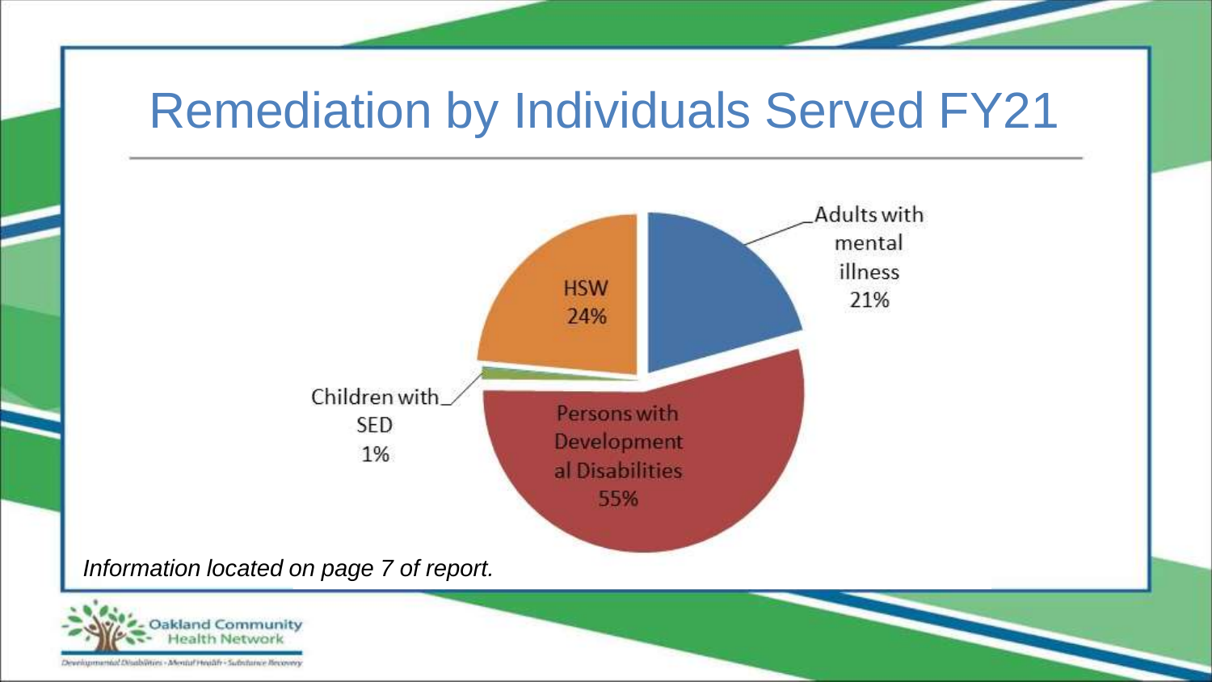# Remediation by Individuals Served FY21

| Category | Percentage |
| --- | --- |
| Adults with mental illness | 21% |
| Persons with Developmental Disabilities | 55% |
| Children with SED | 1% |
| HSW | 24% |

*Information located on page 7 of report.*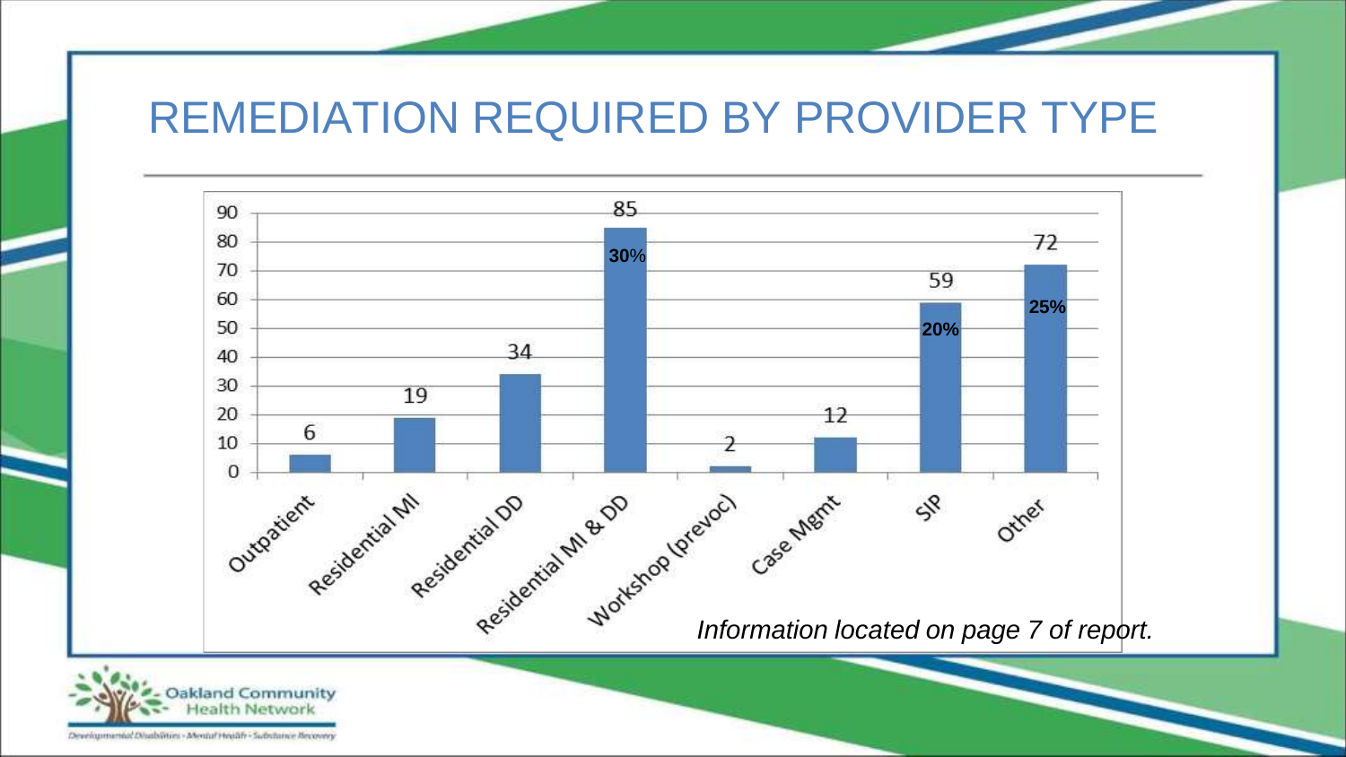# REMEDIATION REQUIRED BY PROVIDER TYPE

| Provider Type | Count | Percent |
|---|---|---|
| Outpatient | 6 | |
| Residential MI | 19 | |
| Residential DD | 34 | |
| Residential MI & DD | 85 | 30% |
| Workshop (prevoc) | 2 | |
| Case Mgmt | 12 | |
| SIP | 59 | 20% |
| Other | 72 | 25% |

*Information located on page 7 of report.*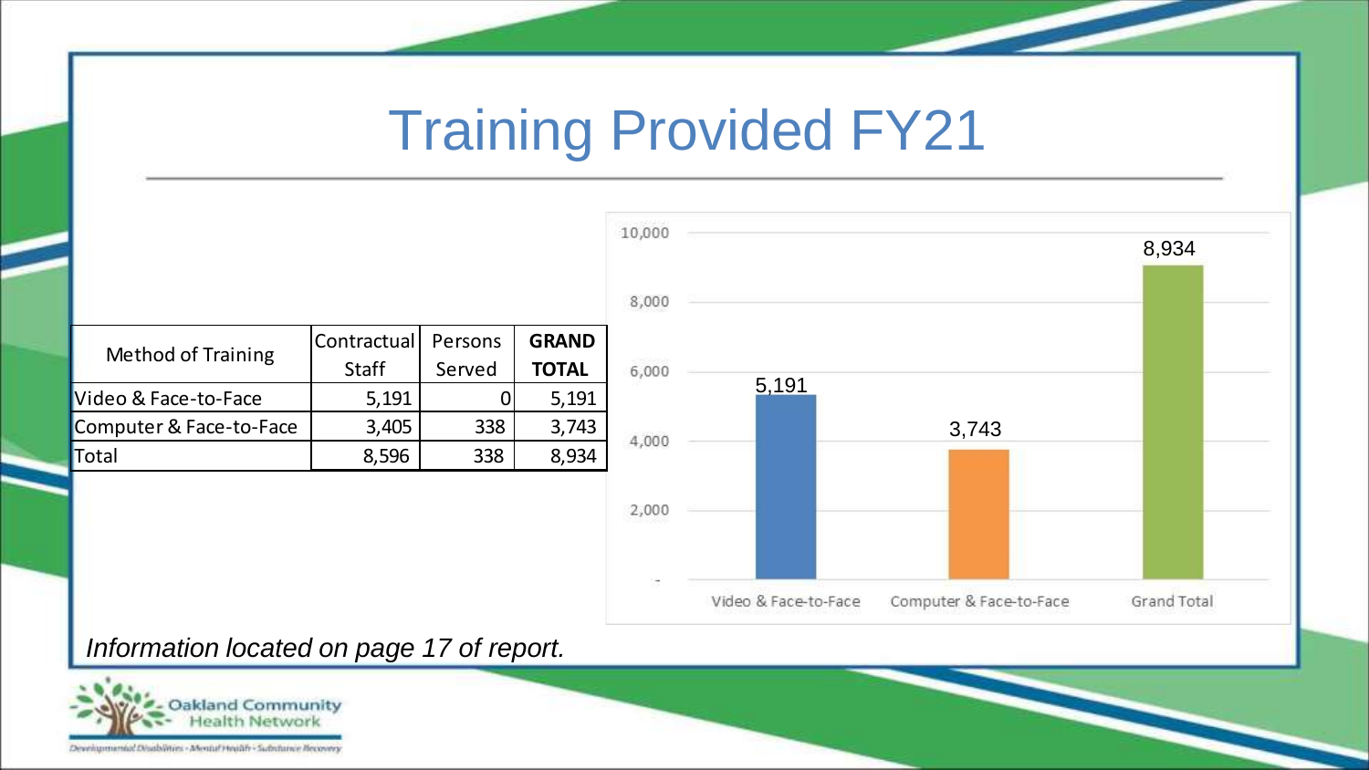# Training Provided FY21

| Method of Training | Contractual Staff | Persons Served | **GRAND TOTAL** |
|---|---|---|---|
| Video & Face-to-Face | 5,191 | 0 | 5,191 |
| Computer & Face-to-Face | 3,405 | 338 | 3,743 |
| Total | 8,596 | 338 | 8,934 |

| Category | Value |
|---|---|
| Video & Face-to-Face | 5,191 |
| Computer & Face-to-Face | 3,743 |
| Grand Total | 8,934 |

*Information located on page 17 of report.*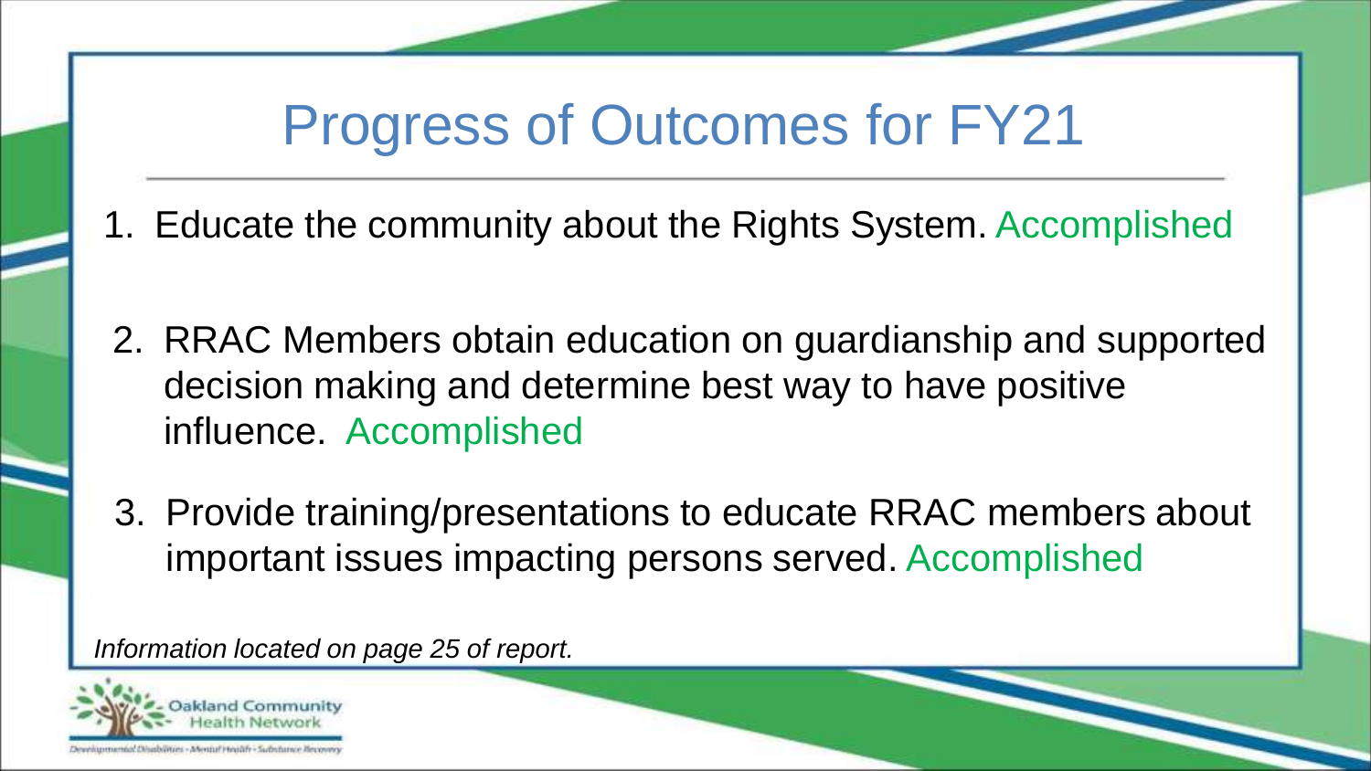# Progress of Outcomes for FY21

1. Educate the community about the Rights System. Accomplished
2. RRAC Members obtain education on guardianship and supported decision making and determine best way to have positive influence. Accomplished
3. Provide training/presentations to educate RRAC members about important issues impacting persons served. Accomplished

*Information located on page 25 of report.*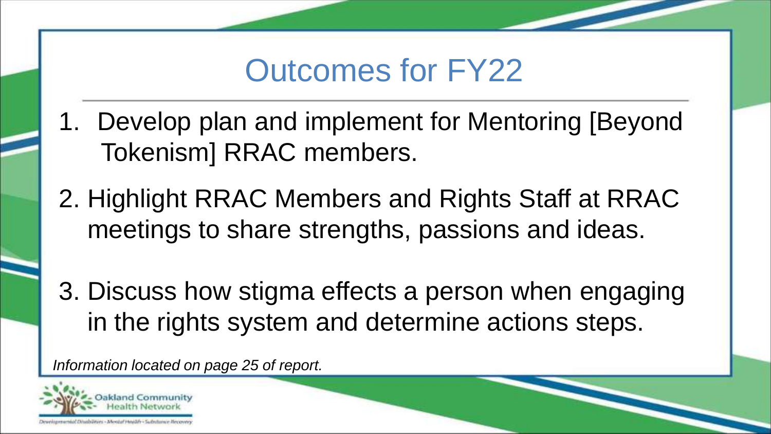# Outcomes for FY22

1. Develop plan and implement for Mentoring [Beyond Tokenism] RRAC members.
2. Highlight RRAC Members and Rights Staff at RRAC meetings to share strengths, passions and ideas.
3. Discuss how stigma effects a person when engaging in the rights system and determine actions steps.

*Information located on page 25 of report.*

Oakland Community Health Network

Developmental Disabilities • Mental Health • Substance Recovery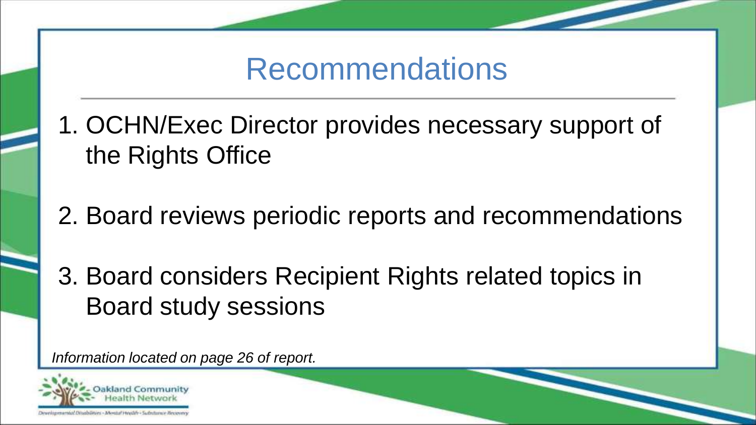# Recommendations

1. OCHN/Exec Director provides necessary support of the Rights Office
2. Board reviews periodic reports and recommendations
3. Board considers Recipient Rights related topics in Board study sessions

*Information located on page 26 of report.*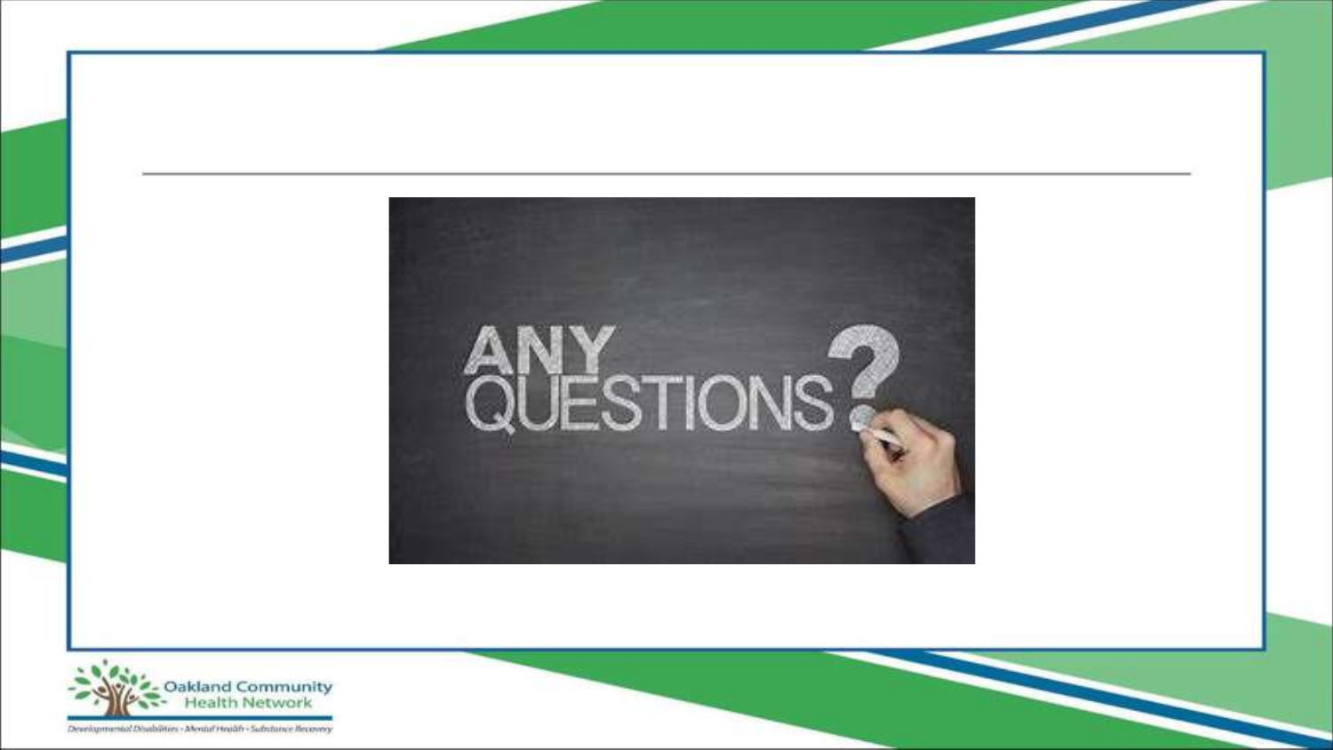ANY QUESTIONS?